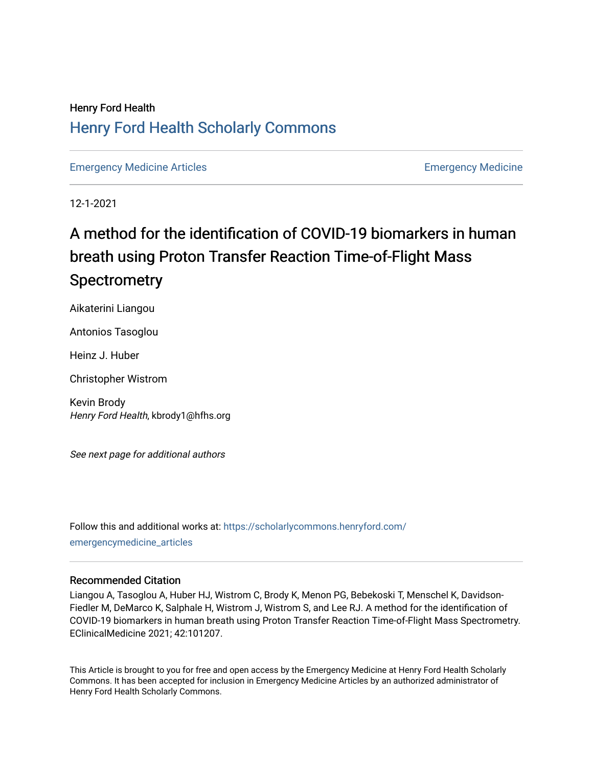Henry Ford Health

# Henry Ford Health Scholarly Commons

Emergency Medicine Articles | Emergency Medicine

12-1-2021

# A method for the identification of COVID-19 biomarkers in human breath using Proton Transfer Reaction Time-of-Flight Mass Spectrometry

Aikaterini Liangou

Antonios Tasoglou

Heinz J. Huber

Christopher Wistrom

Kevin Brody
*Henry Ford Health*, kbrody1@hfhs.org

*See next page for additional authors*

Follow this and additional works at: https://scholarlycommons.henryford.com/emergencymedicine_articles

## Recommended Citation

Liangou A, Tasoglou A, Huber HJ, Wistrom C, Brody K, Menon PG, Bebekoski T, Menschel K, Davidson-Fiedler M, DeMarco K, Salphale H, Wistrom J, Wistrom S, and Lee RJ. A method for the identification of COVID-19 biomarkers in human breath using Proton Transfer Reaction Time-of-Flight Mass Spectrometry. EClinicalMedicine 2021; 42:101207.

This Article is brought to you for free and open access by the Emergency Medicine at Henry Ford Health Scholarly Commons. It has been accepted for inclusion in Emergency Medicine Articles by an authorized administrator of Henry Ford Health Scholarly Commons.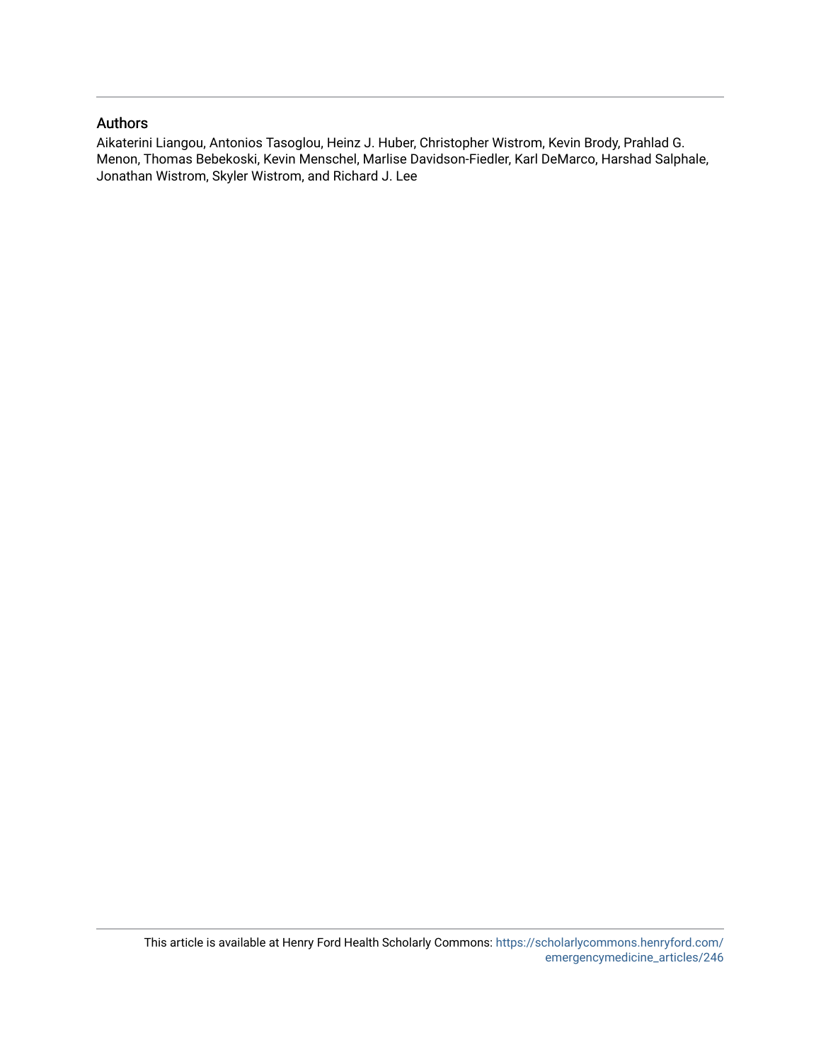## Authors

Aikaterini Liangou, Antonios Tasoglou, Heinz J. Huber, Christopher Wistrom, Kevin Brody, Prahlad G. Menon, Thomas Bebekoski, Kevin Menschel, Marlise Davidson-Fiedler, Karl DeMarco, Harshad Salphale, Jonathan Wistrom, Skyler Wistrom, and Richard J. Lee

This article is available at Henry Ford Health Scholarly Commons: https://scholarlycommons.henryford.com/emergencymedicine_articles/246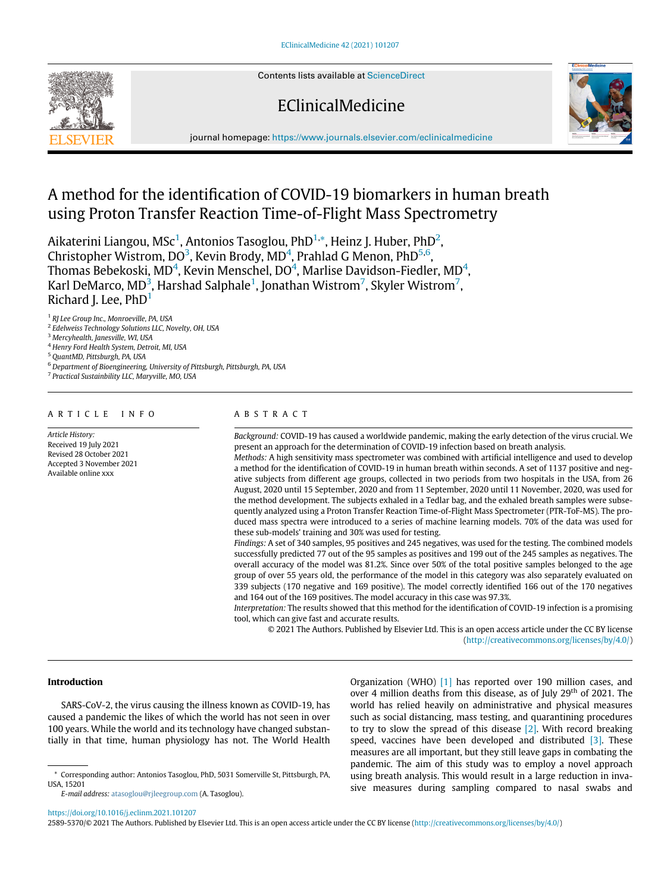# A method for the identification of COVID-19 biomarkers in human breath using Proton Transfer Reaction Time-of-Flight Mass Spectrometry

Aikaterini Liangou, MSc[1], Antonios Tasoglou, PhD[1,*], Heinz J. Huber, PhD[2], Christopher Wistrom, DO[3], Kevin Brody, MD[4], Prahlad G Menon, PhD[5,6], Thomas Bebekoski, MD[4], Kevin Menschel, DO[4], Marlise Davidson-Fiedler, MD[4], Karl DeMarco, MD[3], Harshad Salphale[1], Jonathan Wistrom[7], Skyler Wistrom[7], Richard J. Lee, PhD[1]

[1] RJ Lee Group Inc., Monroeville, PA, USA
[2] Edelweiss Technology Solutions LLC, Novelty, OH, USA
[3] Mercyhealth, Janesville, WI, USA
[4] Henry Ford Health System, Detroit, MI, USA
[5] QuantMD, Pittsburgh, PA, USA
[6] Department of Bioengineering, University of Pittsburgh, Pittsburgh, PA, USA
[7] Practical Sustainbility LLC, Maryville, MO, USA

## ARTICLE INFO

*Article History:*
Received 19 July 2021
Revised 28 October 2021
Accepted 3 November 2021
Available online xxx

## ABSTRACT

*Background:* COVID-19 has caused a worldwide pandemic, making the early detection of the virus crucial. We present an approach for the determination of COVID-19 infection based on breath analysis.

*Methods:* A high sensitivity mass spectrometer was combined with artificial intelligence and used to develop a method for the identification of COVID-19 in human breath within seconds. A set of 1137 positive and negative subjects from different age groups, collected in two periods from two hospitals in the USA, from 26 August, 2020 until 15 September, 2020 and from 11 September, 2020 until 11 November, 2020, was used for the method development. The subjects exhaled in a Tedlar bag, and the exhaled breath samples were subsequently analyzed using a Proton Transfer Reaction Time-of-Flight Mass Spectrometer (PTR-ToF-MS). The produced mass spectra were introduced to a series of machine learning models. 70% of the data was used for these sub-models' training and 30% was used for testing.

*Findings:* A set of 340 samples, 95 positives and 245 negatives, was used for the testing. The combined models successfully predicted 77 out of the 95 samples as positives and 199 out of the 245 samples as negatives. The overall accuracy of the model was 81.2%. Since over 50% of the total positive samples belonged to the age group of over 55 years old, the performance of the model in this category was also separately evaluated on 339 subjects (170 negative and 169 positive). The model correctly identified 166 out of the 170 negatives and 164 out of the 169 positives. The model accuracy in this case was 97.3%.

*Interpretation:* The results showed that this method for the identification of COVID-19 infection is a promising tool, which can give fast and accurate results.

© 2021 The Authors. Published by Elsevier Ltd. This is an open access article under the CC BY license (http://creativecommons.org/licenses/by/4.0/)

## Introduction

SARS-CoV-2, the virus causing the illness known as COVID-19, has caused a pandemic the likes of which the world has not seen in over 100 years. While the world and its technology have changed substantially in that time, human physiology has not. The World Health Organization (WHO) [1] has reported over 190 million cases, and over 4 million deaths from this disease, as of July 29th of 2021. The world has relied heavily on administrative and physical measures such as social distancing, mass testing, and quarantining procedures to try to slow the spread of this disease [2]. With record breaking speed, vaccines have been developed and distributed [3]. These measures are all important, but they still leave gaps in combating the pandemic. The aim of this study was to employ a novel approach using breath analysis. This would result in a large reduction in invasive measures during sampling compared to nasal swabs and

\* Corresponding author: Antonios Tasoglou, PhD, 5031 Somerville St, Pittsburgh, PA, USA, 15201

*E-mail address:* atasoglou@rjleegroup.com (A. Tasoglou).

https://doi.org/10.1016/j.eclinm.2021.101207
2589-5370/© 2021 The Authors. Published by Elsevier Ltd. This is an open access article under the CC BY license (http://creativecommons.org/licenses/by/4.0/)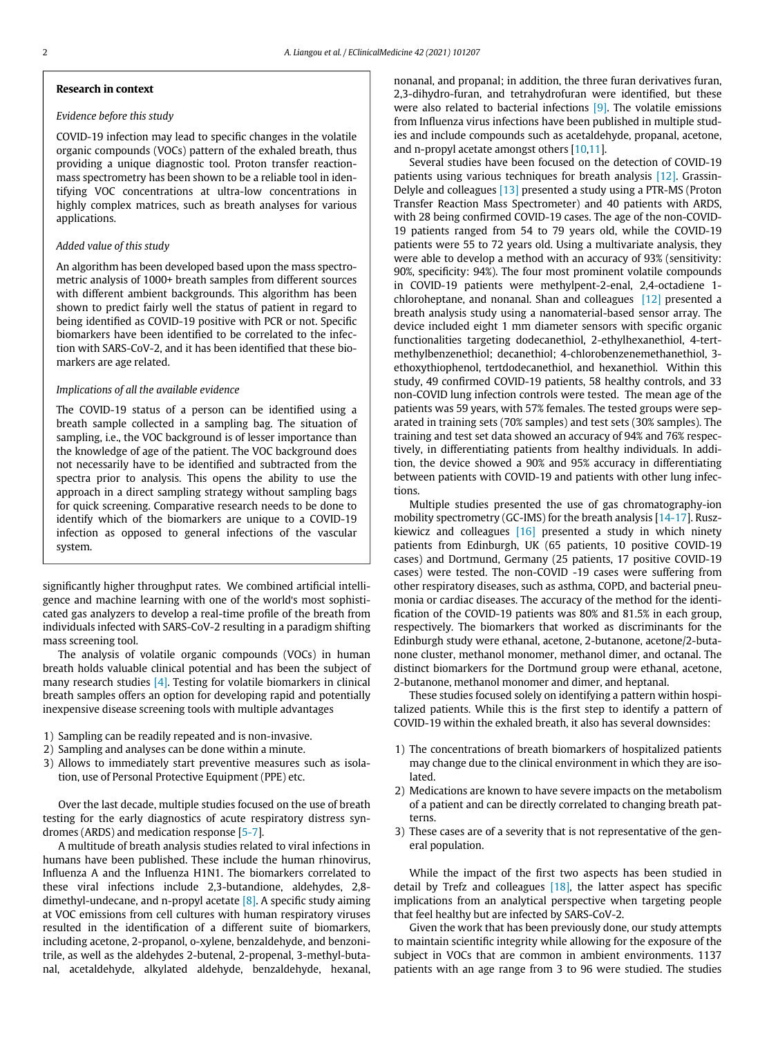### Research in context

*Evidence before this study*

COVID-19 infection may lead to specific changes in the volatile organic compounds (VOCs) pattern of the exhaled breath, thus providing a unique diagnostic tool. Proton transfer reaction-mass spectrometry has been shown to be a reliable tool in identifying VOC concentrations at ultra-low concentrations in highly complex matrices, such as breath analyses for various applications.

*Added value of this study*

An algorithm has been developed based upon the mass spectrometric analysis of 1000+ breath samples from different sources with different ambient backgrounds. This algorithm has been shown to predict fairly well the status of patient in regard to being identified as COVID-19 positive with PCR or not. Specific biomarkers have been identified to be correlated to the infection with SARS-CoV-2, and it has been identified that these biomarkers are age related.

*Implications of all the available evidence*

The COVID-19 status of a person can be identified using a breath sample collected in a sampling bag. The situation of sampling, i.e., the VOC background is of lesser importance than the knowledge of age of the patient. The VOC background does not necessarily have to be identified and subtracted from the spectra prior to analysis. This opens the ability to use the approach in a direct sampling strategy without sampling bags for quick screening. Comparative research needs to be done to identify which of the biomarkers are unique to a COVID-19 infection as opposed to general infections of the vascular system.

significantly higher throughput rates. We combined artificial intelligence and machine learning with one of the world's most sophisticated gas analyzers to develop a real-time profile of the breath from individuals infected with SARS-CoV-2 resulting in a paradigm shifting mass screening tool.

The analysis of volatile organic compounds (VOCs) in human breath holds valuable clinical potential and has been the subject of many research studies [4]. Testing for volatile biomarkers in clinical breath samples offers an option for developing rapid and potentially inexpensive disease screening tools with multiple advantages

1) Sampling can be readily repeated and is non-invasive.
2) Sampling and analyses can be done within a minute.
3) Allows to immediately start preventive measures such as isolation, use of Personal Protective Equipment (PPE) etc.

Over the last decade, multiple studies focused on the use of breath testing for the early diagnostics of acute respiratory distress syndromes (ARDS) and medication response [5-7].

A multitude of breath analysis studies related to viral infections in humans have been published. These include the human rhinovirus, Influenza A and the Influenza H1N1. The biomarkers correlated to these viral infections include 2,3-butandione, aldehydes, 2,8-dimethyl-undecane, and n-propyl acetate [8]. A specific study aiming at VOC emissions from cell cultures with human respiratory viruses resulted in the identification of a different suite of biomarkers, including acetone, 2-propanol, o-xylene, benzaldehyde, and benzonitrile, as well as the aldehydes 2-butenal, 2-propenal, 3-methyl-butanal, acetaldehyde, alkylated aldehyde, benzaldehyde, hexanal, nonanal, and propanal; in addition, the three furan derivatives furan, 2,3-dihydro-furan, and tetrahydrofuran were identified, but these were also related to bacterial infections [9]. The volatile emissions from Influenza virus infections have been published in multiple studies and include compounds such as acetaldehyde, propanal, acetone, and n-propyl acetate amongst others [10,11].

Several studies have been focused on the detection of COVID-19 patients using various techniques for breath analysis [12]. Grassin-Delyle and colleagues [13] presented a study using a PTR-MS (Proton Transfer Reaction Mass Spectrometer) and 40 patients with ARDS, with 28 being confirmed COVID-19 cases. The age of the non-COVID-19 patients ranged from 54 to 79 years old, while the COVID-19 patients were 55 to 72 years old. Using a multivariate analysis, they were able to develop a method with an accuracy of 93% (sensitivity: 90%, specificity: 94%). The four most prominent volatile compounds in COVID-19 patients were methylpent-2-enal, 2,4-octadiene 1-chloroheptane, and nonanal. Shan and colleagues [12] presented a breath analysis study using a nanomaterial-based sensor array. The device included eight 1 mm diameter sensors with specific organic functionalities targeting dodecanethiol, 2-ethylhexanethiol, 4-tert-methylbenzenethiol; decanethiol; 4-chlorobenzenemethanethiol, 3-ethoxythiophenol, tertdodecanethiol, and hexanethiol. Within this study, 49 confirmed COVID-19 patients, 58 healthy controls, and 33 non-COVID lung infection controls were tested. The mean age of the patients was 59 years, with 57% females. The tested groups were separated in training sets (70% samples) and test sets (30% samples). The training and test set data showed an accuracy of 94% and 76% respectively, in differentiating patients from healthy individuals. In addition, the device showed a 90% and 95% accuracy in differentiating between patients with COVID-19 and patients with other lung infections.

Multiple studies presented the use of gas chromatography-ion mobility spectrometry (GC-IMS) for the breath analysis [14-17]. Ruszkiewicz and colleagues [16] presented a study in which ninety patients from Edinburgh, UK (65 patients, 10 positive COVID-19 cases) and Dortmund, Germany (25 patients, 17 positive COVID-19 cases) were tested. The non-COVID -19 cases were suffering from other respiratory diseases, such as asthma, COPD, and bacterial pneumonia or cardiac diseases. The accuracy of the method for the identification of the COVID-19 patients was 80% and 81.5% in each group, respectively. The biomarkers that worked as discriminants for the Edinburgh study were ethanal, acetone, 2-butanone, acetone/2-butanone cluster, methanol monomer, methanol dimer, and octanal. The distinct biomarkers for the Dortmund group were ethanal, acetone, 2-butanone, methanol monomer and dimer, and heptanal.

These studies focused solely on identifying a pattern within hospitalized patients. While this is the first step to identify a pattern of COVID-19 within the exhaled breath, it also has several downsides:

1) The concentrations of breath biomarkers of hospitalized patients may change due to the clinical environment in which they are isolated.
2) Medications are known to have severe impacts on the metabolism of a patient and can be directly correlated to changing breath patterns.
3) These cases are of a severity that is not representative of the general population.

While the impact of the first two aspects has been studied in detail by Trefz and colleagues [18], the latter aspect has specific implications from an analytical perspective when targeting people that feel healthy but are infected by SARS-CoV-2.

Given the work that has been previously done, our study attempts to maintain scientific integrity while allowing for the exposure of the subject in VOCs that are common in ambient environments. 1137 patients with an age range from 3 to 96 were studied. The studies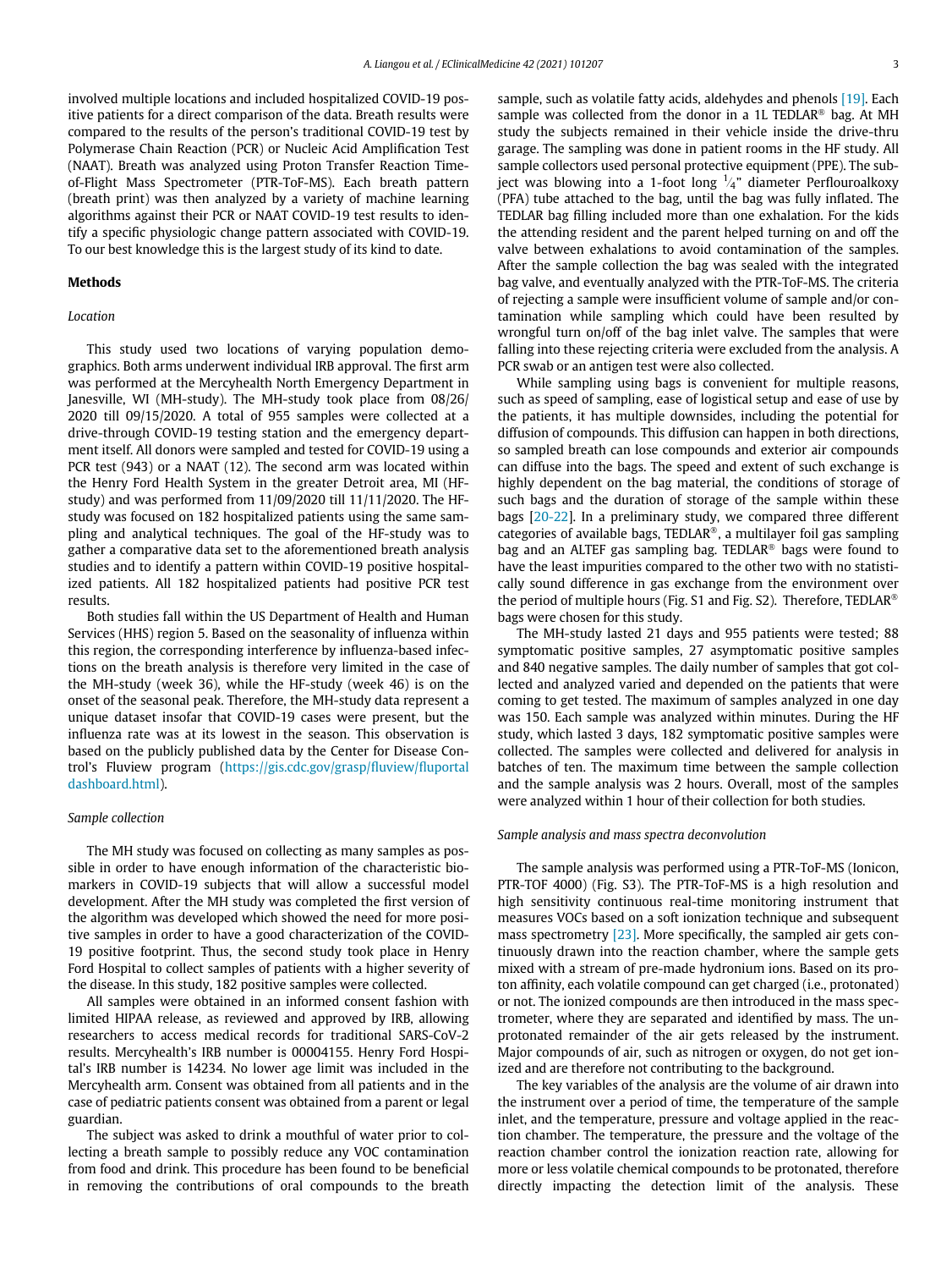involved multiple locations and included hospitalized COVID-19 positive patients for a direct comparison of the data. Breath results were compared to the results of the person's traditional COVID-19 test by Polymerase Chain Reaction (PCR) or Nucleic Acid Amplification Test (NAAT). Breath was analyzed using Proton Transfer Reaction Time-of-Flight Mass Spectrometer (PTR-ToF-MS). Each breath pattern (breath print) was then analyzed by a variety of machine learning algorithms against their PCR or NAAT COVID-19 test results to identify a specific physiologic change pattern associated with COVID-19. To our best knowledge this is the largest study of its kind to date.

## Methods

### Location

This study used two locations of varying population demographics. Both arms underwent individual IRB approval. The first arm was performed at the Mercyhealth North Emergency Department in Janesville, WI (MH-study). The MH-study took place from 08/26/2020 till 09/15/2020. A total of 955 samples were collected at a drive-through COVID-19 testing station and the emergency department itself. All donors were sampled and tested for COVID-19 using a PCR test (943) or a NAAT (12). The second arm was located within the Henry Ford Health System in the greater Detroit area, MI (HF-study) and was performed from 11/09/2020 till 11/11/2020. The HF-study was focused on 182 hospitalized patients using the same sampling and analytical techniques. The goal of the HF-study was to gather a comparative data set to the aforementioned breath analysis studies and to identify a pattern within COVID-19 positive hospitalized patients. All 182 hospitalized patients had positive PCR test results.

Both studies fall within the US Department of Health and Human Services (HHS) region 5. Based on the seasonality of influenza within this region, the corresponding interference by influenza-based infections on the breath analysis is therefore very limited in the case of the MH-study (week 36), while the HF-study (week 46) is on the onset of the seasonal peak. Therefore, the MH-study data represent a unique dataset insofar that COVID-19 cases were present, but the influenza rate was at its lowest in the season. This observation is based on the publicly published data by the Center for Disease Control's Fluview program (https://gis.cdc.gov/grasp/fluview/fluportaldashboard.html).

### Sample collection

The MH study was focused on collecting as many samples as possible in order to have enough information of the characteristic biomarkers in COVID-19 subjects that will allow a successful model development. After the MH study was completed the first version of the algorithm was developed which showed the need for more positive samples in order to have a good characterization of the COVID-19 positive footprint. Thus, the second study took place in Henry Ford Hospital to collect samples of patients with a higher severity of the disease. In this study, 182 positive samples were collected.

All samples were obtained in an informed consent fashion with limited HIPAA release, as reviewed and approved by IRB, allowing researchers to access medical records for traditional SARS-CoV-2 results. Mercyhealth's IRB number is 00004155. Henry Ford Hospital's IRB number is 14234. No lower age limit was included in the Mercyhealth arm. Consent was obtained from all patients and in the case of pediatric patients consent was obtained from a parent or legal guardian.

The subject was asked to drink a mouthful of water prior to collecting a breath sample to possibly reduce any VOC contamination from food and drink. This procedure has been found to be beneficial in removing the contributions of oral compounds to the breath sample, such as volatile fatty acids, aldehydes and phenols [19]. Each sample was collected from the donor in a 1L TEDLAR® bag. At MH study the subjects remained in their vehicle inside the drive-thru garage. The sampling was done in patient rooms in the HF study. All sample collectors used personal protective equipment (PPE). The subject was blowing into a 1-foot long ¼" diameter Perflouroalkoxy (PFA) tube attached to the bag, until the bag was fully inflated. The TEDLAR bag filling included more than one exhalation. For the kids the attending resident and the parent helped turning on and off the valve between exhalations to avoid contamination of the samples. After the sample collection the bag was sealed with the integrated bag valve, and eventually analyzed with the PTR-ToF-MS. The criteria of rejecting a sample were insufficient volume of sample and/or contamination while sampling which could have been resulted by wrongful turn on/off of the bag inlet valve. The samples that were falling into these rejecting criteria were excluded from the analysis. A PCR swab or an antigen test were also collected.

While sampling using bags is convenient for multiple reasons, such as speed of sampling, ease of logistical setup and ease of use by the patients, it has multiple downsides, including the potential for diffusion of compounds. This diffusion can happen in both directions, so sampled breath can lose compounds and exterior air compounds can diffuse into the bags. The speed and extent of such exchange is highly dependent on the bag material, the conditions of storage of such bags and the duration of storage of the sample within these bags [20-22]. In a preliminary study, we compared three different categories of available bags, TEDLAR®, a multilayer foil gas sampling bag and an ALTEF gas sampling bag. TEDLAR® bags were found to have the least impurities compared to the other two with no statistically sound difference in gas exchange from the environment over the period of multiple hours (Fig. S1 and Fig. S2). Therefore, TEDLAR® bags were chosen for this study.

The MH-study lasted 21 days and 955 patients were tested; 88 symptomatic positive samples, 27 asymptomatic positive samples and 840 negative samples. The daily number of samples that got collected and analyzed varied and depended on the patients that were coming to get tested. The maximum of samples analyzed in one day was 150. Each sample was analyzed within minutes. During the HF study, which lasted 3 days, 182 symptomatic positive samples were collected. The samples were collected and delivered for analysis in batches of ten. The maximum time between the sample collection and the sample analysis was 2 hours. Overall, most of the samples were analyzed within 1 hour of their collection for both studies.

### Sample analysis and mass spectra deconvolution

The sample analysis was performed using a PTR-ToF-MS (Ionicon, PTR-TOF 4000) (Fig. S3). The PTR-ToF-MS is a high resolution and high sensitivity continuous real-time monitoring instrument that measures VOCs based on a soft ionization technique and subsequent mass spectrometry [23]. More specifically, the sampled air gets continuously drawn into the reaction chamber, where the sample gets mixed with a stream of pre-made hydronium ions. Based on its proton affinity, each volatile compound can get charged (i.e., protonated) or not. The ionized compounds are then introduced in the mass spectrometer, where they are separated and identified by mass. The unprotonated remainder of the air gets released by the instrument. Major compounds of air, such as nitrogen or oxygen, do not get ionized and are therefore not contributing to the background.

The key variables of the analysis are the volume of air drawn into the instrument over a period of time, the temperature of the sample inlet, and the temperature, pressure and voltage applied in the reaction chamber. The temperature, the pressure and the voltage of the reaction chamber control the ionization reaction rate, allowing for more or less volatile chemical compounds to be protonated, therefore directly impacting the detection limit of the analysis. These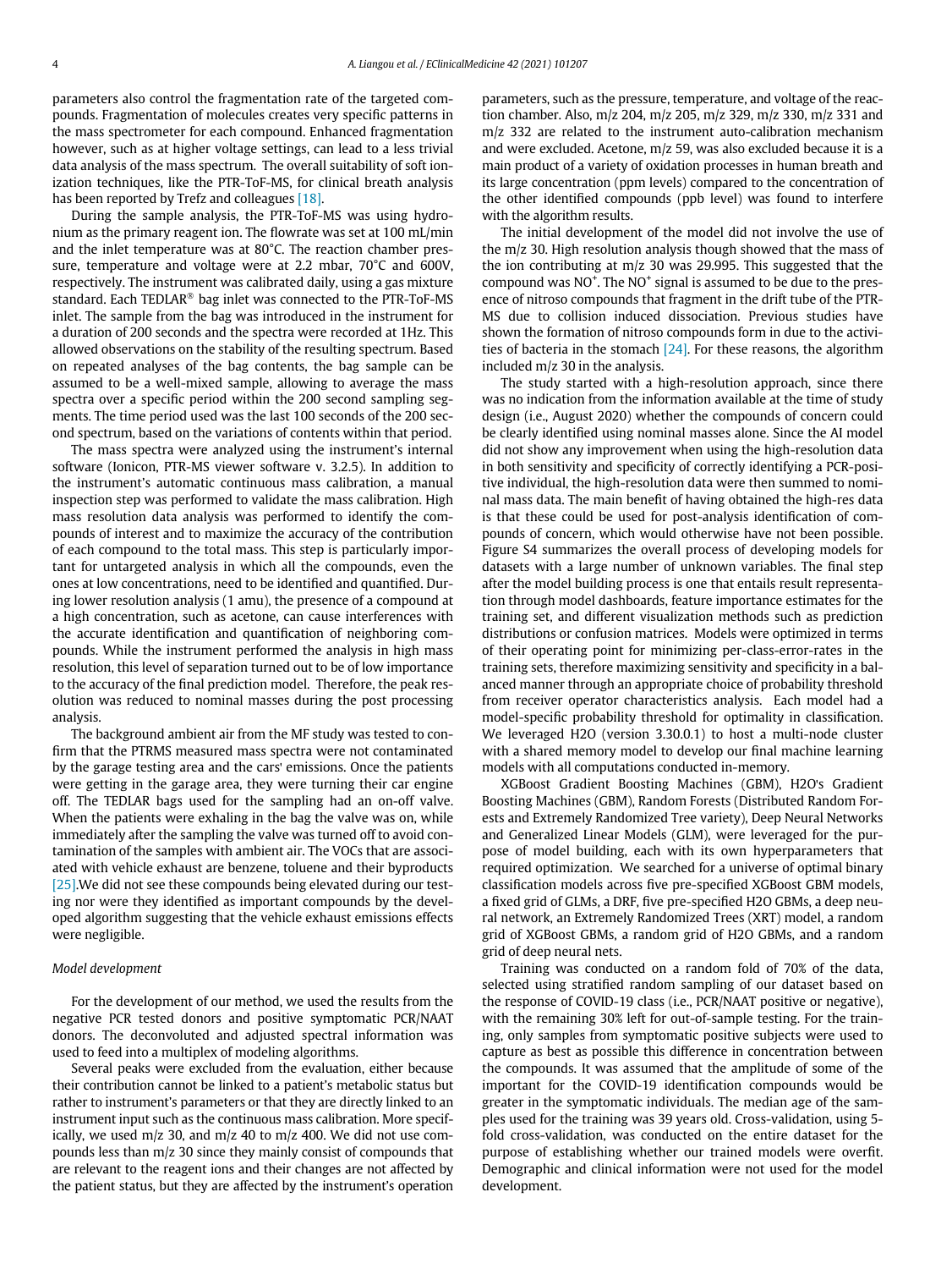parameters also control the fragmentation rate of the targeted compounds. Fragmentation of molecules creates very specific patterns in the mass spectrometer for each compound. Enhanced fragmentation however, such as at higher voltage settings, can lead to a less trivial data analysis of the mass spectrum. The overall suitability of soft ionization techniques, like the PTR-ToF-MS, for clinical breath analysis has been reported by Trefz and colleagues [18].

During the sample analysis, the PTR-ToF-MS was using hydronium as the primary reagent ion. The flowrate was set at 100 mL/min and the inlet temperature was at 80°C. The reaction chamber pressure, temperature and voltage were at 2.2 mbar, 70°C and 600V, respectively. The instrument was calibrated daily, using a gas mixture standard. Each TEDLAR® bag inlet was connected to the PTR-ToF-MS inlet. The sample from the bag was introduced in the instrument for a duration of 200 seconds and the spectra were recorded at 1Hz. This allowed observations on the stability of the resulting spectrum. Based on repeated analyses of the bag contents, the bag sample can be assumed to be a well-mixed sample, allowing to average the mass spectra over a specific period within the 200 second sampling segments. The time period used was the last 100 seconds of the 200 second spectrum, based on the variations of contents within that period.

The mass spectra were analyzed using the instrument's internal software (Ionicon, PTR-MS viewer software v. 3.2.5). In addition to the instrument's automatic continuous mass calibration, a manual inspection step was performed to validate the mass calibration. High mass resolution data analysis was performed to identify the compounds of interest and to maximize the accuracy of the contribution of each compound to the total mass. This step is particularly important for untargeted analysis in which all the compounds, even the ones at low concentrations, need to be identified and quantified. During lower resolution analysis (1 amu), the presence of a compound at a high concentration, such as acetone, can cause interferences with the accurate identification and quantification of neighboring compounds. While the instrument performed the analysis in high mass resolution, this level of separation turned out to be of low importance to the accuracy of the final prediction model. Therefore, the peak resolution was reduced to nominal masses during the post processing analysis.

The background ambient air from the MF study was tested to confirm that the PTRMS measured mass spectra were not contaminated by the garage testing area and the cars' emissions. Once the patients were getting in the garage area, they were turning their car engine off. The TEDLAR bags used for the sampling had an on-off valve. When the patients were exhaling in the bag the valve was on, while immediately after the sampling the valve was turned off to avoid contamination of the samples with ambient air. The VOCs that are associated with vehicle exhaust are benzene, toluene and their byproducts [25].We did not see these compounds being elevated during our testing nor were they identified as important compounds by the developed algorithm suggesting that the vehicle exhaust emissions effects were negligible.

*Model development*

For the development of our method, we used the results from the negative PCR tested donors and positive symptomatic PCR/NAAT donors. The deconvoluted and adjusted spectral information was used to feed into a multiplex of modeling algorithms.

Several peaks were excluded from the evaluation, either because their contribution cannot be linked to a patient's metabolic status but rather to instrument's parameters or that they are directly linked to an instrument input such as the continuous mass calibration. More specifically, we used m/z 30, and m/z 40 to m/z 400. We did not use compounds less than m/z 30 since they mainly consist of compounds that are relevant to the reagent ions and their changes are not affected by the patient status, but they are affected by the instrument's operation parameters, such as the pressure, temperature, and voltage of the reaction chamber. Also, m/z 204, m/z 205, m/z 329, m/z 330, m/z 331 and m/z 332 are related to the instrument auto-calibration mechanism and were excluded. Acetone, m/z 59, was also excluded because it is a main product of a variety of oxidation processes in human breath and its large concentration (ppm levels) compared to the concentration of the other identified compounds (ppb level) was found to interfere with the algorithm results.

The initial development of the model did not involve the use of the m/z 30. High resolution analysis though showed that the mass of the ion contributing at m/z 30 was 29.995. This suggested that the compound was $NO^+$. The $NO^+$ signal is assumed to be due to the presence of nitroso compounds that fragment in the drift tube of the PTR-MS due to collision induced dissociation. Previous studies have shown the formation of nitroso compounds form in due to the activities of bacteria in the stomach [24]. For these reasons, the algorithm included m/z 30 in the analysis.

The study started with a high-resolution approach, since there was no indication from the information available at the time of study design (i.e., August 2020) whether the compounds of concern could be clearly identified using nominal masses alone. Since the AI model did not show any improvement when using the high-resolution data in both sensitivity and specificity of correctly identifying a PCR-positive individual, the high-resolution data were then summed to nominal mass data. The main benefit of having obtained the high-res data is that these could be used for post-analysis identification of compounds of concern, which would otherwise have not been possible. Figure S4 summarizes the overall process of developing models for datasets with a large number of unknown variables. The final step after the model building process is one that entails result representation through model dashboards, feature importance estimates for the training set, and different visualization methods such as prediction distributions or confusion matrices. Models were optimized in terms of their operating point for minimizing per-class-error-rates in the training sets, therefore maximizing sensitivity and specificity in a balanced manner through an appropriate choice of probability threshold from receiver operator characteristics analysis. Each model had a model-specific probability threshold for optimality in classification. We leveraged H2O (version 3.30.0.1) to host a multi-node cluster with a shared memory model to develop our final machine learning models with all computations conducted in-memory.

XGBoost Gradient Boosting Machines (GBM), H2O's Gradient Boosting Machines (GBM), Random Forests (Distributed Random Forests and Extremely Randomized Tree variety), Deep Neural Networks and Generalized Linear Models (GLM), were leveraged for the purpose of model building, each with its own hyperparameters that required optimization. We searched for a universe of optimal binary classification models across five pre-specified XGBoost GBM models, a fixed grid of GLMs, a DRF, five pre-specified H2O GBMs, a deep neural network, an Extremely Randomized Trees (XRT) model, a random grid of XGBoost GBMs, a random grid of H2O GBMs, and a random grid of deep neural nets.

Training was conducted on a random fold of 70% of the data, selected using stratified random sampling of our dataset based on the response of COVID-19 class (i.e., PCR/NAAT positive or negative), with the remaining 30% left for out-of-sample testing. For the training, only samples from symptomatic positive subjects were used to capture as best as possible this difference in concentration between the compounds. It was assumed that the amplitude of some of the important for the COVID-19 identification compounds would be greater in the symptomatic individuals. The median age of the samples used for the training was 39 years old. Cross-validation, using 5-fold cross-validation, was conducted on the entire dataset for the purpose of establishing whether our trained models were overfit. Demographic and clinical information were not used for the model development.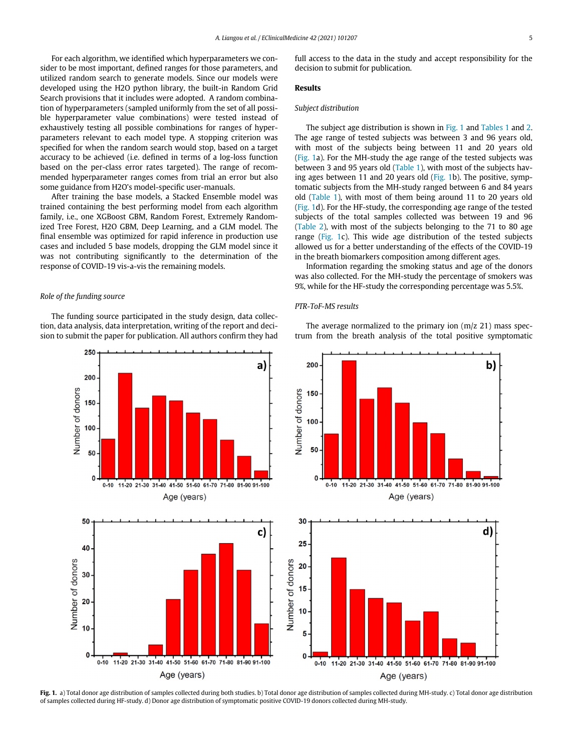For each algorithm, we identified which hyperparameters we consider to be most important, defined ranges for those parameters, and utilized random search to generate models. Since our models were developed using the H2O python library, the built-in Random Grid Search provisions that it includes were adopted. A random combination of hyperparameters (sampled uniformly from the set of all possible hyperparameter value combinations) were tested instead of exhaustively testing all possible combinations for ranges of hyperparameters relevant to each model type. A stopping criterion was specified for when the random search would stop, based on a target accuracy to be achieved (i.e. defined in terms of a log-loss function based on the per-class error rates targeted). The range of recommended hyperparameter ranges comes from trial an error but also some guidance from H2O's model-specific user-manuals.

After training the base models, a Stacked Ensemble model was trained containing the best performing model from each algorithm family, i.e., one XGBoost GBM, Random Forest, Extremely Randomized Tree Forest, H2O GBM, Deep Learning, and a GLM model. The final ensemble was optimized for rapid inference in production use cases and included 5 base models, dropping the GLM model since it was not contributing significantly to the determination of the response of COVID-19 vis-a-vis the remaining models.

*Role of the funding source*

The funding source participated in the study design, data collection, data analysis, data interpretation, writing of the report and decision to submit the paper for publication. All authors confirm they had full access to the data in the study and accept responsibility for the decision to submit for publication.

## Results

*Subject distribution*

The subject age distribution is shown in Fig. 1 and Tables 1 and 2. The age range of tested subjects was between 3 and 96 years old, with most of the subjects being between 11 and 20 years old (Fig. 1a). For the MH-study the age range of the tested subjects was between 3 and 95 years old (Table 1), with most of the subjects having ages between 11 and 20 years old (Fig. 1b). The positive, symptomatic subjects from the MH-study ranged between 6 and 84 years old (Table 1), with most of them being around 11 to 20 years old (Fig. 1d). For the HF-study, the corresponding age range of the tested subjects of the total samples collected was between 19 and 96 (Table 2), with most of the subjects belonging to the 71 to 80 age range (Fig. 1c). This wide age distribution of the tested subjects allowed us for a better understanding of the effects of the COVID-19 in the breath biomarkers composition among different ages.

Information regarding the smoking status and age of the donors was also collected. For the MH-study the percentage of smokers was 9%, while for the HF-study the corresponding percentage was 5.5%.

*PTR-ToF-MS results*

The average normalized to the primary ion (m/z 21) mass spectrum from the breath analysis of the total positive symptomatic

**Fig. 1.** a) Total donor age distribution of samples collected during both studies. b) Total donor age distribution of samples collected during MH-study. c) Total donor age distribution of samples collected during HF-study. d) Donor age distribution of symptomatic positive COVID-19 donors collected during MH-study.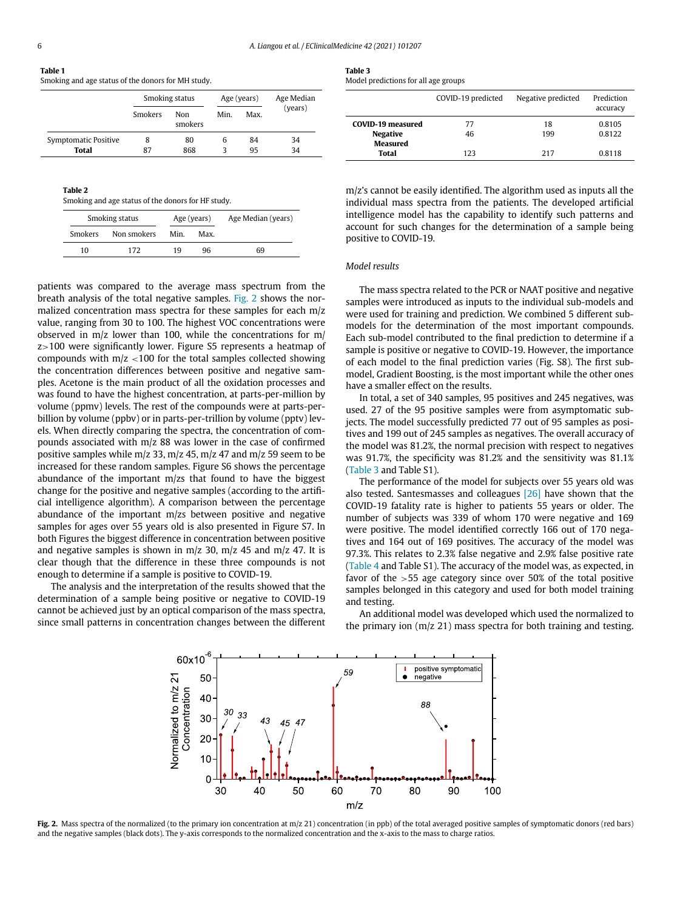**Table 1**
Smoking and age status of the donors for MH study.

| | Smoking status | | Age (years) | | Age Median (years) |
|---|---|---|---|---|---|
| | Smokers | Non smokers | Min. | Max. | |
| Symptomatic Positive | 8 | 80 | 6 | 84 | 34 |
| **Total** | 87 | 868 | 3 | 95 | 34 |

**Table 2**
Smoking and age status of the donors for HF study.

| Smoking status | | Age (years) | | Age Median (years) |
|---|---|---|---|---|
| Smokers | Non smokers | Min. | Max. | |
| 10 | 172 | 19 | 96 | 69 |

patients was compared to the average mass spectrum from the breath analysis of the total negative samples. Fig. 2 shows the normalized concentration mass spectra for these samples for each m/z value, ranging from 30 to 100. The highest VOC concentrations were observed in m/z lower than 100, while the concentrations for m/z>100 were significantly lower. Figure S5 represents a heatmap of compounds with m/z <100 for the total samples collected showing the concentration differences between positive and negative samples. Acetone is the main product of all the oxidation processes and was found to have the highest concentration, at parts-per-million by volume (ppmv) levels. The rest of the compounds were at parts-per-billion by volume (ppbv) or in parts-per-trillion by volume (pptv) levels. When directly comparing the spectra, the concentration of compounds associated with m/z 88 was lower in the case of confirmed positive samples while m/z 33, m/z 45, m/z 47 and m/z 59 seem to be increased for these random samples. Figure S6 shows the percentage abundance of the important m/zs that found to have the biggest change for the positive and negative samples (according to the artificial intelligence algorithm). A comparison between the percentage abundance of the important m/zs between positive and negative samples for ages over 55 years old is also presented in Figure S7. In both Figures the biggest difference in concentration between positive and negative samples is shown in m/z 30, m/z 45 and m/z 47. It is clear though that the difference in these three compounds is not enough to determine if a sample is positive to COVID-19.

The analysis and the interpretation of the results showed that the determination of a sample being positive or negative to COVID-19 cannot be achieved just by an optical comparison of the mass spectra, since small patterns in concentration changes between the different m/z's cannot be easily identified. The algorithm used as inputs all the individual mass spectra from the patients. The developed artificial intelligence model has the capability to identify such patterns and account for such changes for the determination of a sample being positive to COVID-19.

**Table 3**
Model predictions for all age groups

| | COVID-19 predicted | Negative predicted | Prediction accuracy |
|---|---|---|---|
| **COVID-19 measured** | 77 | 18 | 0.8105 |
| **Negative Measured** | 46 | 199 | 0.8122 |
| **Total** | 123 | 217 | 0.8118 |

### *Model results*

The mass spectra related to the PCR or NAAT positive and negative samples were introduced as inputs to the individual sub-models and were used for training and prediction. We combined 5 different sub-models for the determination of the most important compounds. Each sub-model contributed to the final prediction to determine if a sample is positive or negative to COVID-19. However, the importance of each model to the final prediction varies (Fig. S8). The first sub-model, Gradient Boosting, is the most important while the other ones have a smaller effect on the results.

In total, a set of 340 samples, 95 positives and 245 negatives, was used. 27 of the 95 positive samples were from asymptomatic subjects. The model successfully predicted 77 out of 95 samples as positives and 199 out of 245 samples as negatives. The overall accuracy of the model was 81.2%, the normal precision with respect to negatives was 91.7%, the specificity was 81.2% and the sensitivity was 81.1% (Table 3 and Table S1).

The performance of the model for subjects over 55 years old was also tested. Santesmasses and colleagues [26] have shown that the COVID-19 fatality rate is higher to patients 55 years or older. The number of subjects was 339 of whom 170 were negative and 169 were positive. The model identified correctly 166 out of 170 negatives and 164 out of 169 positives. The accuracy of the model was 97.3%. This relates to 2.3% false negative and 2.9% false positive rate (Table 4 and Table S1). The accuracy of the model was, as expected, in favor of the >55 age category since over 50% of the total positive samples belonged in this category and used for both model training and testing.

An additional model was developed which used the normalized to the primary ion (m/z 21) mass spectra for both training and testing.

**Fig. 2.** Mass spectra of the normalized (to the primary ion concentration at m/z 21) concentration (in ppb) of the total averaged positive samples of symptomatic donors (red bars) and the negative samples (black dots). The y-axis corresponds to the normalized concentration and the x-axis to the mass to charge ratios.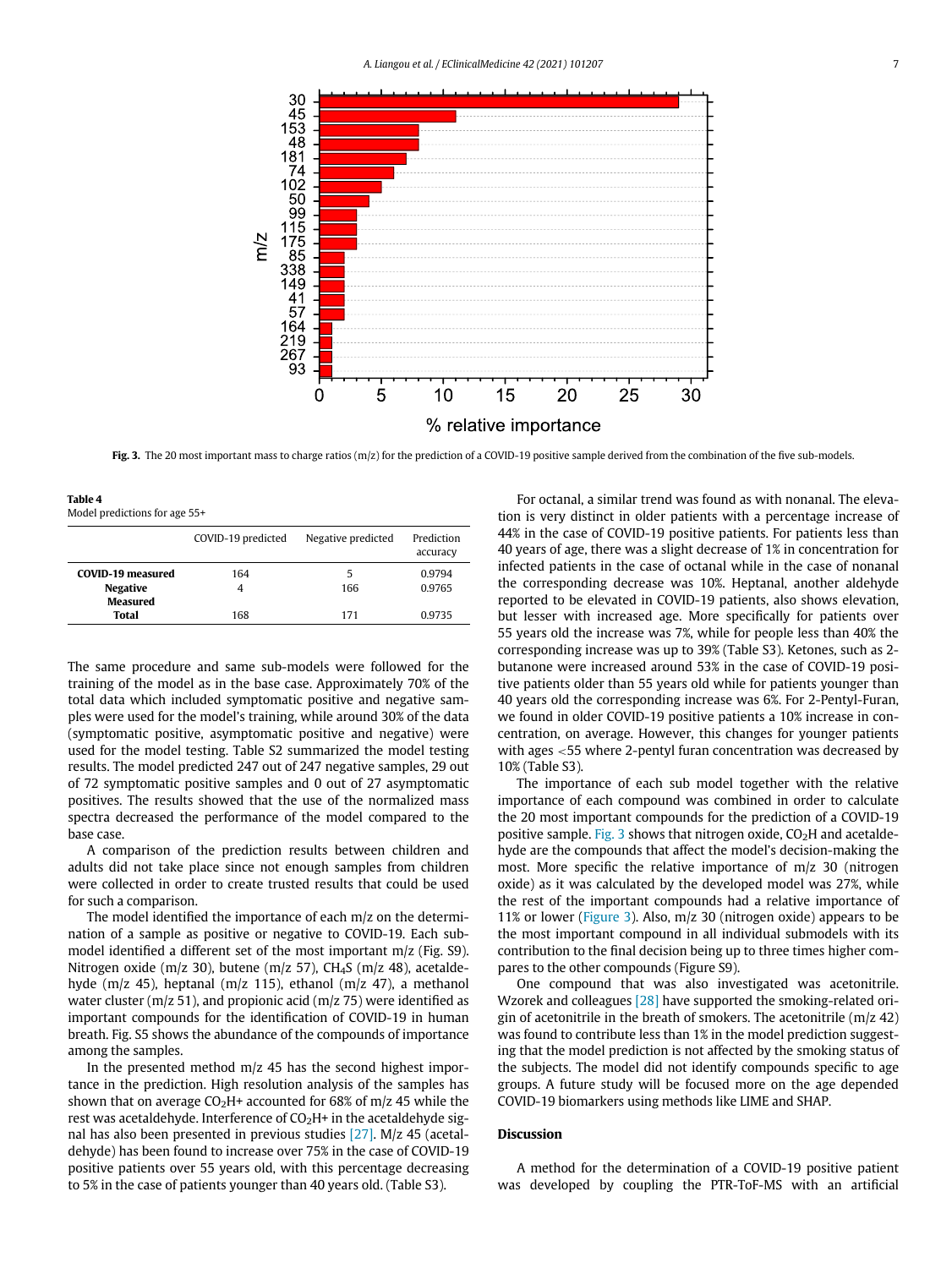**Fig. 3.** The 20 most important mass to charge ratios (m/z) for the prediction of a COVID-19 positive sample derived from the combination of the five sub-models.

**Table 4**
Model predictions for age 55+

| | COVID-19 predicted | Negative predicted | Prediction accuracy |
|---|---|---|---|
| **COVID-19 measured** | 164 | 5 | 0.9794 |
| **Negative Measured** | 4 | 166 | 0.9765 |
| **Total** | 168 | 171 | 0.9735 |

The same procedure and same sub-models were followed for the training of the model as in the base case. Approximately 70% of the total data which included symptomatic positive and negative samples were used for the model's training, while around 30% of the data (symptomatic positive, asymptomatic positive and negative) were used for the model testing. Table S2 summarized the model testing results. The model predicted 247 out of 247 negative samples, 29 out of 72 symptomatic positive samples and 0 out of 27 asymptomatic positives. The results showed that the use of the normalized mass spectra decreased the performance of the model compared to the base case.

A comparison of the prediction results between children and adults did not take place since not enough samples from children were collected in order to create trusted results that could be used for such a comparison.

The model identified the importance of each m/z on the determination of a sample as positive or negative to COVID-19. Each sub-model identified a different set of the most important m/z (Fig. S9). Nitrogen oxide (m/z 30), butene (m/z 57), $CH_4S$ (m/z 48), acetaldehyde (m/z 45), heptanal (m/z 115), ethanol (m/z 47), a methanol water cluster (m/z 51), and propionic acid (m/z 75) were identified as important compounds for the identification of COVID-19 in human breath. Fig. S5 shows the abundance of the compounds of importance among the samples.

In the presented method m/z 45 has the second highest importance in the prediction. High resolution analysis of the samples has shown that on average $CO_2H+$ accounted for 68% of m/z 45 while the rest was acetaldehyde. Interference of $CO_2H+$ in the acetaldehyde signal has also been presented in previous studies [27]. M/z 45 (acetaldehyde) has been found to increase over 75% in the case of COVID-19 positive patients over 55 years old, with this percentage decreasing to 5% in the case of patients younger than 40 years old. (Table S3).

For octanal, a similar trend was found as with nonanal. The elevation is very distinct in older patients with a percentage increase of 44% in the case of COVID-19 positive patients. For patients less than 40 years of age, there was a slight decrease of 1% in concentration for infected patients in the case of octanal while in the case of nonanal the corresponding decrease was 10%. Heptanal, another aldehyde reported to be elevated in COVID-19 patients, also shows elevation, but lesser with increased age. More specifically for patients over 55 years old the increase was 7%, while for people less than 40% the corresponding increase was up to 39% (Table S3). Ketones, such as 2-butanone were increased around 53% in the case of COVID-19 positive patients older than 55 years old while for patients younger than 40 years old the corresponding increase was 6%. For 2-Pentyl-Furan, we found in older COVID-19 positive patients a 10% increase in concentration, on average. However, this changes for younger patients with ages <55 where 2-pentyl furan concentration was decreased by 10% (Table S3).

The importance of each sub model together with the relative importance of each compound was combined in order to calculate the 20 most important compounds for the prediction of a COVID-19 positive sample. Fig. 3 shows that nitrogen oxide, $CO_2H$ and acetaldehyde are the compounds that affect the model's decision-making the most. More specific the relative importance of m/z 30 (nitrogen oxide) as it was calculated by the developed model was 27%, while the rest of the important compounds had a relative importance of 11% or lower (Figure 3). Also, m/z 30 (nitrogen oxide) appears to be the most important compound in all individual submodels with its contribution to the final decision being up to three times higher compares to the other compounds (Figure S9).

One compound that was also investigated was acetonitrile. Wzorek and colleagues [28] have supported the smoking-related origin of acetonitrile in the breath of smokers. The acetonitrile (m/z 42) was found to contribute less than 1% in the model prediction suggesting that the model prediction is not affected by the smoking status of the subjects. The model did not identify compounds specific to age groups. A future study will be focused more on the age depended COVID-19 biomarkers using methods like LIME and SHAP.

## Discussion

A method for the determination of a COVID-19 positive patient was developed by coupling the PTR-ToF-MS with an artificial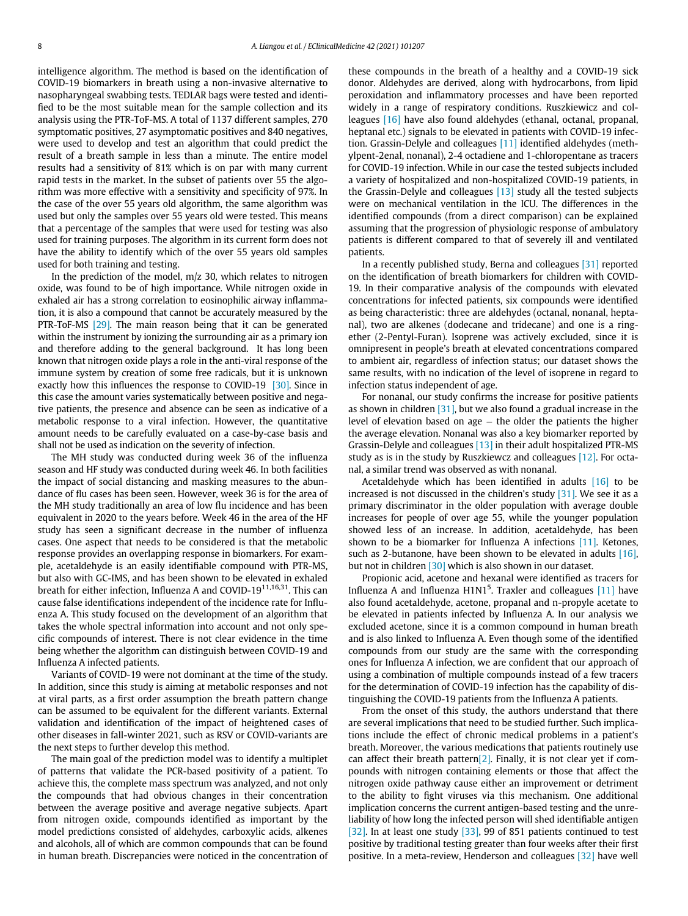intelligence algorithm. The method is based on the identification of COVID-19 biomarkers in breath using a non-invasive alternative to nasopharyngeal swabbing tests. TEDLAR bags were tested and identified to be the most suitable mean for the sample collection and its analysis using the PTR-ToF-MS. A total of 1137 different samples, 270 symptomatic positives, 27 asymptomatic positives and 840 negatives, were used to develop and test an algorithm that could predict the result of a breath sample in less than a minute. The entire model results had a sensitivity of 81% which is on par with many current rapid tests in the market. In the subset of patients over 55 the algorithm was more effective with a sensitivity and specificity of 97%. In the case of the over 55 years old algorithm, the same algorithm was used but only the samples over 55 years old were tested. This means that a percentage of the samples that were used for testing was also used for training purposes. The algorithm in its current form does not have the ability to identify which of the over 55 years old samples used for both training and testing.

In the prediction of the model, m/z 30, which relates to nitrogen oxide, was found to be of high importance. While nitrogen oxide in exhaled air has a strong correlation to eosinophilic airway inflammation, it is also a compound that cannot be accurately measured by the PTR-ToF-MS [29]. The main reason being that it can be generated within the instrument by ionizing the surrounding air as a primary ion and therefore adding to the general background. It has long been known that nitrogen oxide plays a role in the anti-viral response of the immune system by creation of some free radicals, but it is unknown exactly how this influences the response to COVID-19 [30]. Since in this case the amount varies systematically between positive and negative patients, the presence and absence can be seen as indicative of a metabolic response to a viral infection. However, the quantitative amount needs to be carefully evaluated on a case-by-case basis and shall not be used as indication on the severity of infection.

The MH study was conducted during week 36 of the influenza season and HF study was conducted during week 46. In both facilities the impact of social distancing and masking measures to the abundance of flu cases has been seen. However, week 36 is for the area of the MH study traditionally an area of low flu incidence and has been equivalent in 2020 to the years before. Week 46 in the area of the HF study has seen a significant decrease in the number of influenza cases. One aspect that needs to be considered is that the metabolic response provides an overlapping response in biomarkers. For example, acetaldehyde is an easily identifiable compound with PTR-MS, but also with GC-IMS, and has been shown to be elevated in exhaled breath for either infection, Influenza A and COVID-19[11,16,31]. This can cause false identifications independent of the incidence rate for Influenza A. This study focused on the development of an algorithm that takes the whole spectral information into account and not only specific compounds of interest. There is not clear evidence in the time being whether the algorithm can distinguish between COVID-19 and Influenza A infected patients.

Variants of COVID-19 were not dominant at the time of the study. In addition, since this study is aiming at metabolic responses and not at viral parts, as a first order assumption the breath pattern change can be assumed to be equivalent for the different variants. External validation and identification of the impact of heightened cases of other diseases in fall-winter 2021, such as RSV or COVID-variants are the next steps to further develop this method.

The main goal of the prediction model was to identify a multiplet of patterns that validate the PCR-based positivity of a patient. To achieve this, the complete mass spectrum was analyzed, and not only the compounds that had obvious changes in their concentration between the average positive and average negative subjects. Apart from nitrogen oxide, compounds identified as important by the model predictions consisted of aldehydes, carboxylic acids, alkenes and alcohols, all of which are common compounds that can be found in human breath. Discrepancies were noticed in the concentration of these compounds in the breath of a healthy and a COVID-19 sick donor. Aldehydes are derived, along with hydrocarbons, from lipid peroxidation and inflammatory processes and have been reported widely in a range of respiratory conditions. Ruszkiewicz and colleagues [16] have also found aldehydes (ethanal, octanal, propanal, heptanal etc.) signals to be elevated in patients with COVID-19 infection. Grassin-Delyle and colleagues [11] identified aldehydes (methylpent-2enal, nonanal), 2-4 octadiene and 1-chloropentane as tracers for COVID-19 infection. While in our case the tested subjects included a variety of hospitalized and non-hospitalized COVID-19 patients, in the Grassin-Delyle and colleagues [13] study all the tested subjects were on mechanical ventilation in the ICU. The differences in the identified compounds (from a direct comparison) can be explained assuming that the progression of physiologic response of ambulatory patients is different compared to that of severely ill and ventilated patients.

In a recently published study, Berna and colleagues [31] reported on the identification of breath biomarkers for children with COVID-19. In their comparative analysis of the compounds with elevated concentrations for infected patients, six compounds were identified as being characteristic: three are aldehydes (octanal, nonanal, heptanal), two are alkenes (dodecane and tridecane) and one is a ring-ether (2-Pentyl-Furan). Isoprene was actively excluded, since it is omnipresent in people's breath at elevated concentrations compared to ambient air, regardless of infection status; our dataset shows the same results, with no indication of the level of isoprene in regard to infection status independent of age.

For nonanal, our study confirms the increase for positive patients as shown in children [31], but we also found a gradual increase in the level of elevation based on age – the older the patients the higher the average elevation. Nonanal was also a key biomarker reported by Grassin-Delyle and colleagues [13] in their adult hospitalized PTR-MS study as is in the study by Ruszkiewcz and colleagues [12]. For octanal, a similar trend was observed as with nonanal.

Acetaldehyde which has been identified in adults [16] to be increased is not discussed in the children's study [31]. We see it as a primary discriminator in the older population with average double increases for people of over age 55, while the younger population showed less of an increase. In addition, acetaldehyde, has been shown to be a biomarker for Influenza A infections [11]. Ketones, such as 2-butanone, have been shown to be elevated in adults [16], but not in children [30] which is also shown in our dataset.

Propionic acid, acetone and hexanal were identified as tracers for Influenza A and Influenza H1N1[5]. Traxler and colleagues [11] have also found acetaldehyde, acetone, propanal and n-propyle acetate to be elevated in patients infected by Influenza A. In our analysis we excluded acetone, since it is a common compound in human breath and is also linked to Influenza A. Even though some of the identified compounds from our study are the same with the corresponding ones for Influenza A infection, we are confident that our approach of using a combination of multiple compounds instead of a few tracers for the determination of COVID-19 infection has the capability of distinguishing the COVID-19 patients from the Influenza A patients.

From the onset of this study, the authors understand that there are several implications that need to be studied further. Such implications include the effect of chronic medical problems in a patient's breath. Moreover, the various medications that patients routinely use can affect their breath pattern[2]. Finally, it is not clear yet if compounds with nitrogen containing elements or those that affect the nitrogen oxide pathway cause either an improvement or detriment to the ability to fight viruses via this mechanism. One additional implication concerns the current antigen-based testing and the unreliability of how long the infected person will shed identifiable antigen [32]. In at least one study [33], 99 of 851 patients continued to test positive by traditional testing greater than four weeks after their first positive. In a meta-review, Henderson and colleagues [32] have well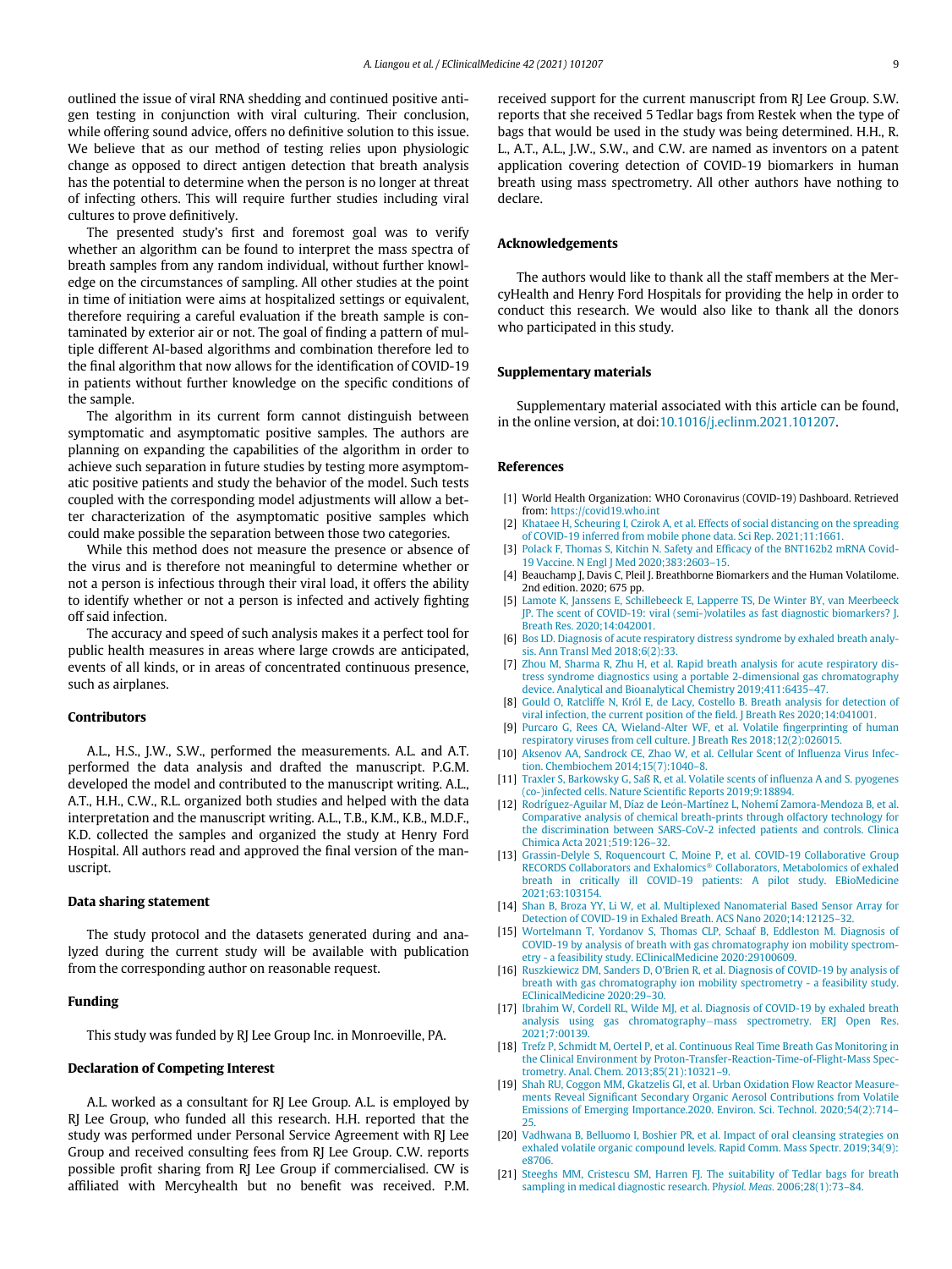outlined the issue of viral RNA shedding and continued positive antigen testing in conjunction with viral culturing. Their conclusion, while offering sound advice, offers no definitive solution to this issue. We believe that as our method of testing relies upon physiologic change as opposed to direct antigen detection that breath analysis has the potential to determine when the person is no longer at threat of infecting others. This will require further studies including viral cultures to prove definitively.

The presented study's first and foremost goal was to verify whether an algorithm can be found to interpret the mass spectra of breath samples from any random individual, without further knowledge on the circumstances of sampling. All other studies at the point in time of initiation were aims at hospitalized settings or equivalent, therefore requiring a careful evaluation if the breath sample is contaminated by exterior air or not. The goal of finding a pattern of multiple different AI-based algorithms and combination therefore led to the final algorithm that now allows for the identification of COVID-19 in patients without further knowledge on the specific conditions of the sample.

The algorithm in its current form cannot distinguish between symptomatic and asymptomatic positive samples. The authors are planning on expanding the capabilities of the algorithm in order to achieve such separation in future studies by testing more asymptomatic positive patients and study the behavior of the model. Such tests coupled with the corresponding model adjustments will allow a better characterization of the asymptomatic positive samples which could make possible the separation between those two categories.

While this method does not measure the presence or absence of the virus and is therefore not meaningful to determine whether or not a person is infectious through their viral load, it offers the ability to identify whether or not a person is infected and actively fighting off said infection.

The accuracy and speed of such analysis makes it a perfect tool for public health measures in areas where large crowds are anticipated, events of all kinds, or in areas of concentrated continuous presence, such as airplanes.

## Contributors

A.L., H.S., J.W., S.W., performed the measurements. A.L. and A.T. performed the data analysis and drafted the manuscript. P.G.M. developed the model and contributed to the manuscript writing. A.L., A.T., H.H., C.W., R.L. organized both studies and helped with the data interpretation and the manuscript writing. A.L., T.B., K.M., K.B., M.D.F., K.D. collected the samples and organized the study at Henry Ford Hospital. All authors read and approved the final version of the manuscript.

## Data sharing statement

The study protocol and the datasets generated during and analyzed during the current study will be available with publication from the corresponding author on reasonable request.

## Funding

This study was funded by RJ Lee Group Inc. in Monroeville, PA.

## Declaration of Competing Interest

A.L. worked as a consultant for RJ Lee Group. A.L. is employed by RJ Lee Group, who funded all this research. H.H. reported that the study was performed under Personal Service Agreement with RJ Lee Group and received consulting fees from RJ Lee Group. C.W. reports possible profit sharing from RJ Lee Group if commercialised. CW is affiliated with Mercyhealth but no benefit was received. P.M. received support for the current manuscript from RJ Lee Group. S.W. reports that she received 5 Tedlar bags from Restek when the type of bags that would be used in the study was being determined. H.H., R. L., A.T., A.L., J.W., S.W., and C.W. are named as inventors on a patent application covering detection of COVID-19 biomarkers in human breath using mass spectrometry. All other authors have nothing to declare.

## Acknowledgements

The authors would like to thank all the staff members at the MercyHealth and Henry Ford Hospitals for providing the help in order to conduct this research. We would also like to thank all the donors who participated in this study.

## Supplementary materials

Supplementary material associated with this article can be found, in the online version, at doi:10.1016/j.eclinm.2021.101207.

## References

[1] World Health Organization: WHO Coronavirus (COVID-19) Dashboard. Retrieved from: https://covid19.who.int

[2] Khataee H, Scheuring I, Czirok A, et al. Effects of social distancing on the spreading of COVID-19 inferred from mobile phone data. Sci Rep. 2021;11:1661.

[3] Polack F, Thomas S, Kitchin N. Safety and Efficacy of the BNT162b2 mRNA Covid-19 Vaccine. N Engl J Med 2020;383:2603–15.

[4] Beauchamp J, Davis C, Pleil J. Breathborne Biomarkers and the Human Volatilome. 2nd edition. 2020; 675 pp.

[5] Lamote K, Janssens E, Schillebeeck E, Lapperre TS, De Winter BY, van Meerbeeck JP. The scent of COVID-19: viral (semi-)volatiles as fast diagnostic biomarkers? J. Breath Res. 2020;14:042001.

[6] Bos LD. Diagnosis of acute respiratory distress syndrome by exhaled breath analysis. Ann Transl Med 2018;6(2):33.

[7] Zhou M, Sharma R, Zhu H, et al. Rapid breath analysis for acute respiratory distress syndrome diagnostics using a portable 2-dimensional gas chromatography device. Analytical and Bioanalytical Chemistry 2019;411:6435–47.

[8] Gould O, Ratcliffe N, Król E, de Lacy, Costello B. Breath analysis for detection of viral infection, the current position of the field. J Breath Res 2020;14:041001.

[9] Purcaro G, Rees CA, Wieland-Alter WF, et al. Volatile fingerprinting of human respiratory viruses from cell culture. J Breath Res 2018;12(2):026015.

[10] Aksenov AA, Sandrock CE, Zhao W, et al. Cellular Scent of Influenza Virus Infection. Chembiochem 2014;15(7):1040–8.

[11] Traxler S, Barkowsky G, Saß R, et al. Volatile scents of influenza A and S. pyogenes (co-)infected cells. Nature Scientific Reports 2019;9:18894.

[12] Rodríguez-Aguilar M, Díaz de León-Martínez L, Nohemí Zamora-Mendoza B, et al. Comparative analysis of chemical breath-prints through olfactory technology for the discrimination between SARS-CoV-2 infected patients and controls. Clinica Chimica Acta 2021;519:126–32.

[13] Grassin-Delyle S, Roquencourt C, Moine P, et al. COVID-19 Collaborative Group RECORDS Collaborators and Exhalomics® Collaborators, Metabolomics of exhaled breath in critically ill COVID-19 patients: A pilot study. EBioMedicine 2021;63:103154.

[14] Shan B, Broza YY, Li W, et al. Multiplexed Nanomaterial Based Sensor Array for Detection of COVID-19 in Exhaled Breath. ACS Nano 2020;14:12125–32.

[15] Wortelmann T, Yordanov S, Thomas CLP, Schaaf B, Eddleston M. Diagnosis of COVID-19 by analysis of breath with gas chromatography ion mobility spectrometry - a feasibility study. EClinicalMedicine 2020:29100609.

[16] Ruszkiewicz DM, Sanders D, O'Brien R, et al. Diagnosis of COVID-19 by analysis of breath with gas chromatography ion mobility spectrometry - a feasibility study. EClinicalMedicine 2020:29–30.

[17] Ibrahim W, Cordell RL, Wilde MJ, et al. Diagnosis of COVID-19 by exhaled breath analysis using gas chromatography–mass spectrometry. ERJ Open Res. 2021;7:00139.

[18] Trefz P, Schmidt M, Oertel P, et al. Continuous Real Time Breath Gas Monitoring in the Clinical Environment by Proton-Transfer-Reaction-Time-of-Flight-Mass Spectrometry. Anal. Chem. 2013;85(21):10321–9.

[19] Shah RU, Coggon MM, Gkatzelis GI, et al. Urban Oxidation Flow Reactor Measurements Reveal Significant Secondary Organic Aerosol Contributions from Volatile Emissions of Emerging Importance.2020. Environ. Sci. Technol. 2020;54(2):714–25.

[20] Vadhwana B, Belluomo I, Boshier PR, et al. Impact of oral cleansing strategies on exhaled volatile organic compound levels. Rapid Comm. Mass Spectr. 2019;34(9): e8706.

[21] Steeghs MM, Cristescu SM, Harren FJ. The suitability of Tedlar bags for breath sampling in medical diagnostic research. *Physiol. Meas.* 2006;28(1):73–84.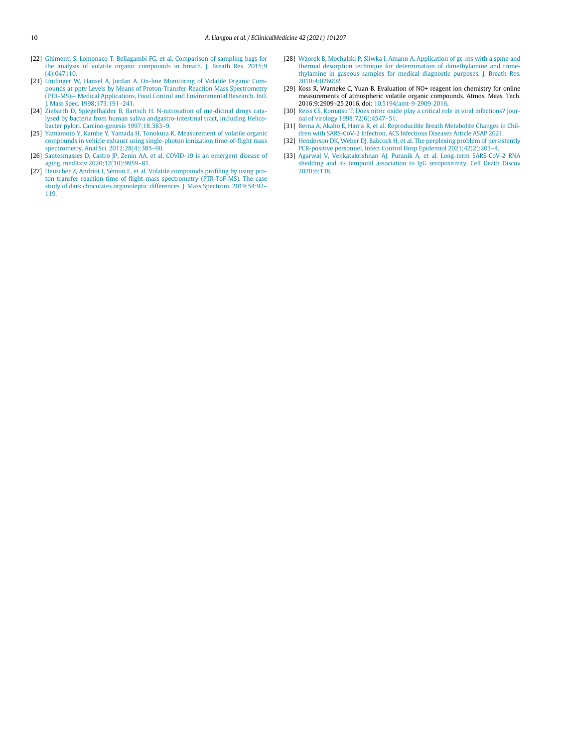[22] Ghimenti S, Lomonaco T, Bellagambi FG, et al. Comparison of sampling bags for the analysis of volatile organic compounds in breath. J. Breath Res. 2015;9 (4):047110.

[23] Lindinger W, Hansel A, Jordan A. On-line Monitoring of Volatile Organic Compounds at pptv Levels by Means of Proton-Transfer-Reaction Mass Spectrometry (PTR-MS)— Medical Applications, Food Control and Environmental Research. Intl. J. Mass Spec. 1998;173:191–241.

[24] Ziebarth D, Spiegelhalder B, Bartsch H. N-nitrosation of me-dicinal drugs catalysed by bacteria from human saliva andgastro-intestinal tract, including Helicobacter pylori. Carcino-genesis 1997;18:383–9.

[25] Yamamoto Y, Kambe Y, Yamada H, Tonokura K. Measurement of volatile organic compounds in vehicle exhaust using single-photon ionization time-of-flight mass spectrometry. Anal Sci. 2012;28(4):385–90.

[26] Santesmasses D, Castro JP, Zenin AA, et al. COVID-19 is an emergent disease of aging. medRxiv 2020;12(10):9959–81.

[27] Deuscher Z, Andriot I, Sémon E, et al. Volatile compounds profiling by using proton transfer reaction-time of flight-mass spectrometry (PTR-ToF-MS). The case study of dark chocolates organoleptic differences. J. Mass Spectrom. 2019;54:92–119.

[28] Wzorek B, Mochalski P, Sliwka I, Amann A. Application of gc-ms with a spme and thermal desorption technique for determination of dimethylamine and trimethylamine in gaseous samples for medical diagnostic purposes. J. Breath Res. 2010;4:026002.

[29] Koss R, Warneke C, Yuan B. Evaluation of NO+ reagent ion chemistry for online measurements of atmospheric volatile organic compounds. Atmos. Meas. Tech. 2016;9:2909–25 2016. doi: 10.5194/amt-9-2909-2016.

[30] Reiss CS, Komatsu T. Does nitric oxide play a critical role in viral infections? Journal of virology 1998;72(6):4547–51.

[31] Berna A, Akaho E, Harris R, et al. Reproducible Breath Metabolite Changes in Children with SARS-CoV-2 Infection. ACS Infectious Diseases Article ASAP 2021.

[32] Henderson DK, Weber DJ, Babcock H, et al. The perplexing problem of persistently PCR-positive personnel. Infect Control Hosp Epidemiol 2021;42(2):203–4.

[33] Agarwal V, Venkatakrishnan AJ, Puranik A, et al. Long-term SARS-CoV-2 RNA shedding and its temporal association to IgG seropositivity. Cell Death Discov 2020;6:138.